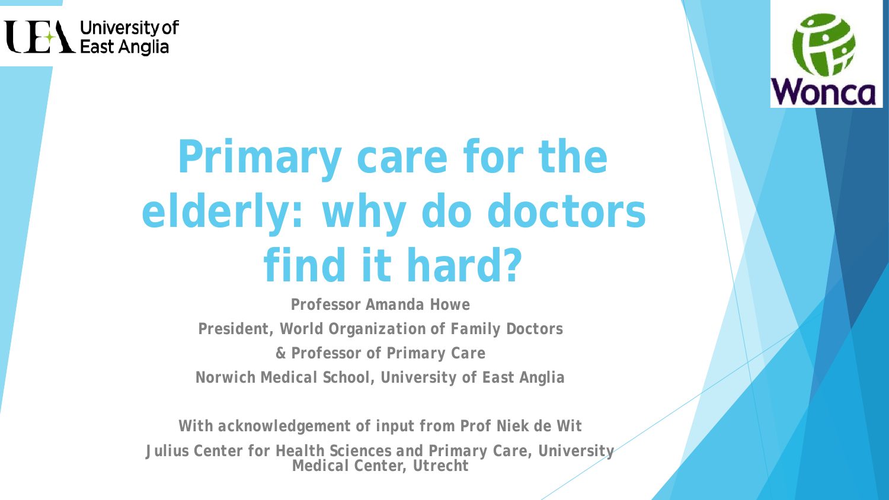University of East Anglia

Wonca

# Primary care for the elderly: why do doctors find it hard?

**Professor Amanda Howe**

**President, World Organization of Family Doctors**

**& Professor of Primary Care**

**Norwich Medical School, University of East Anglia**

**With acknowledgement of input from Prof Niek de Wit**

**Julius Center for Health Sciences and Primary Care, University Medical Center, Utrecht**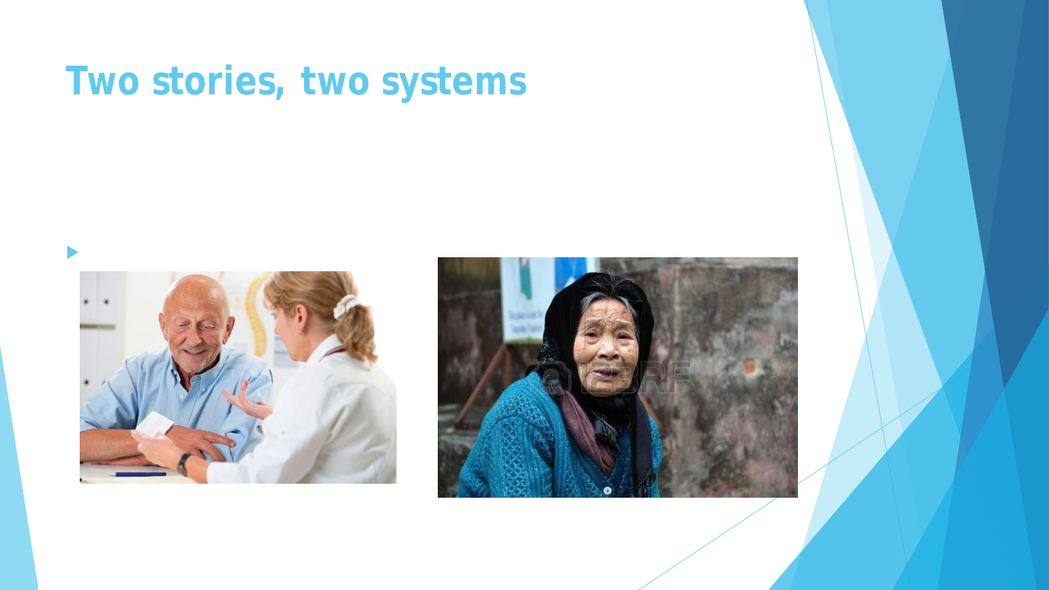# Two stories, two systems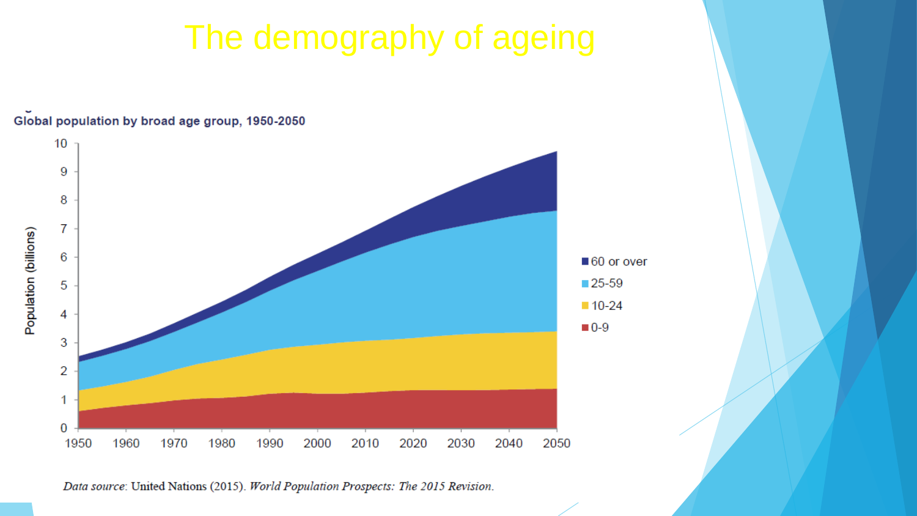# The demography of ageing

**Global population by broad age group, 1950-2050**

*Data source*: United Nations (2015). *World Population Prospects: The 2015 Revision.*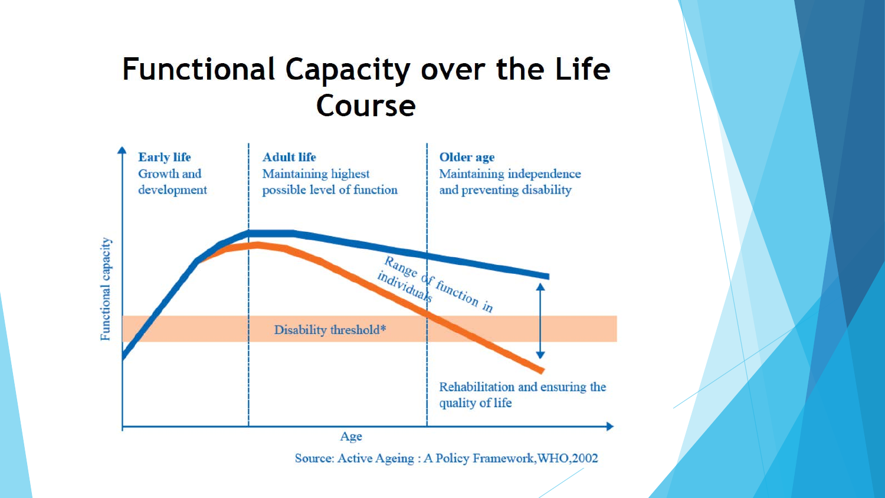# Functional Capacity over the Life Course

**Early life**
Growth and development

**Adult life**
Maintaining highest possible level of function

**Older age**
Maintaining independence and preventing disability

Functional capacity

Range of function in individuals

Disability threshold*

Rehabilitation and ensuring the quality of life

Age

Source: Active Ageing : A Policy Framework,WHO,2002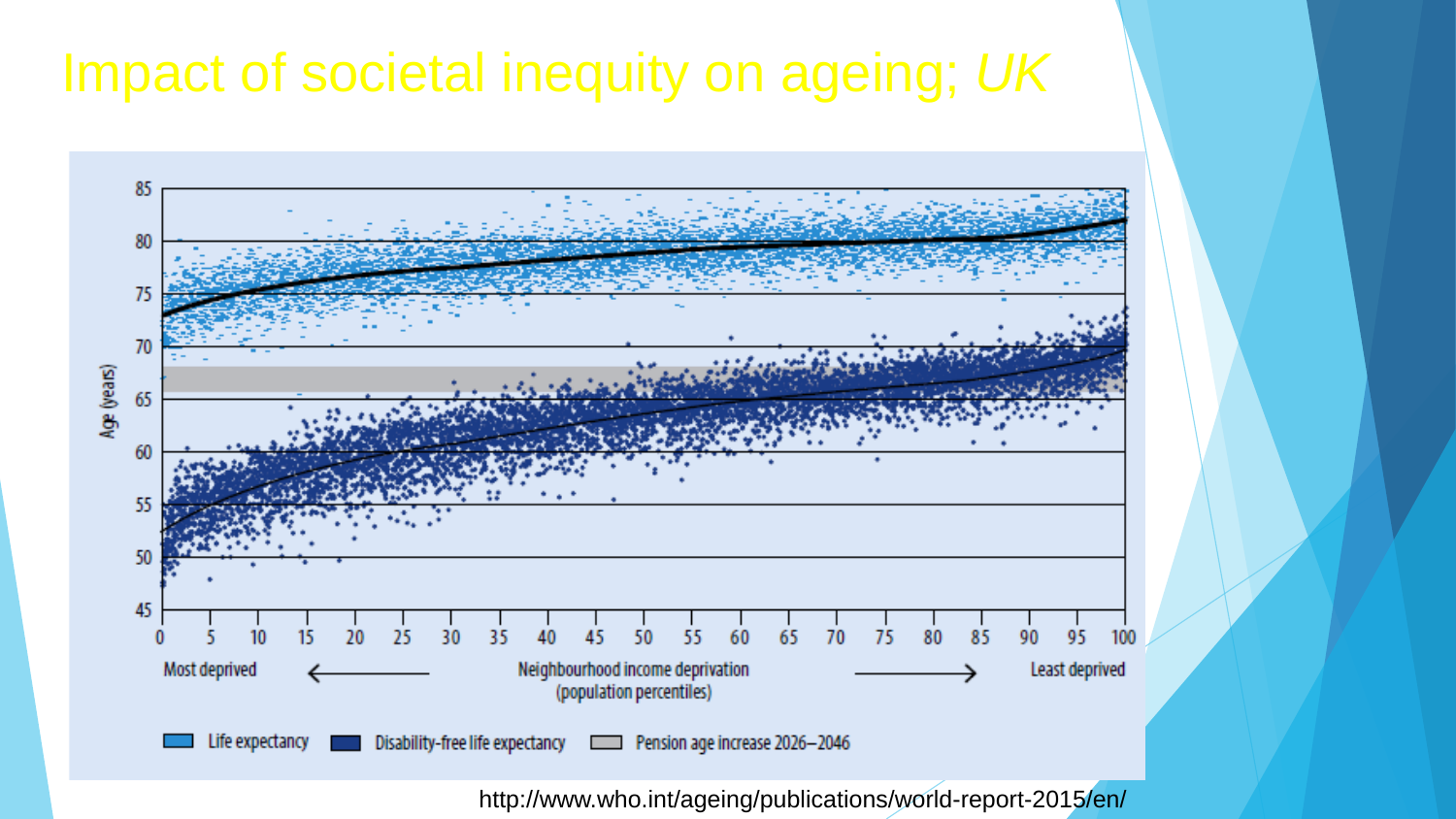# Impact of societal inequity on ageing; *UK*

Age (years)

Most deprived ⟵ Neighbourhood income deprivation (population percentiles) ⟶ Least deprived

Life expectancy | Disability-free life expectancy | Pension age increase 2026–2046

http://www.who.int/ageing/publications/world-report-2015/en/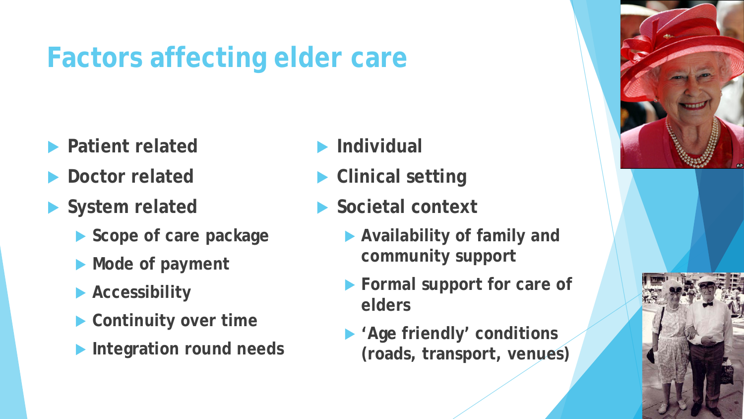# Factors affecting elder care

- Patient related
- Doctor related
- System related
  - Scope of care package
  - Mode of payment
  - Accessibility
  - Continuity over time
  - Integration round needs

- Individual
- Clinical setting
- Societal context
  - Availability of family and community support
  - Formal support for care of elders
  - 'Age friendly' conditions (roads, transport, venues)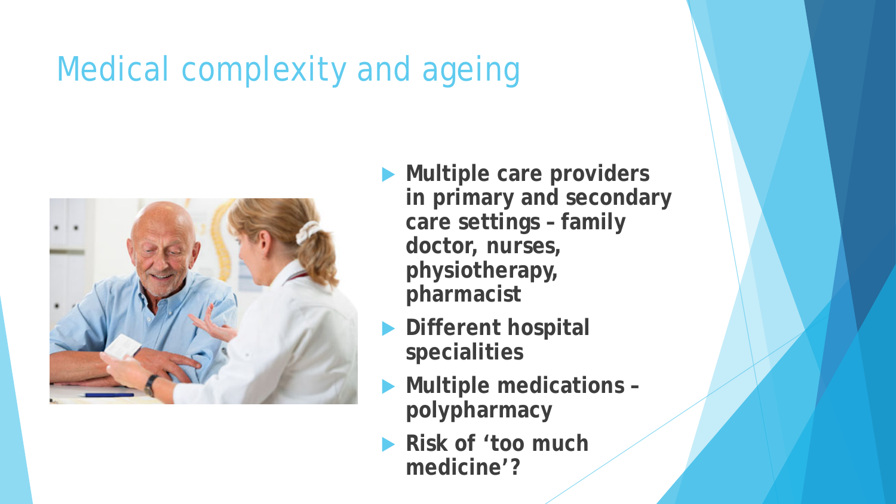# Medical complexity and ageing

- **Multiple care providers in primary and secondary care settings – family doctor, nurses, physiotherapy, pharmacist**
- **Different hospital specialities**
- **Multiple medications – polypharmacy**
- **Risk of 'too much medicine'?**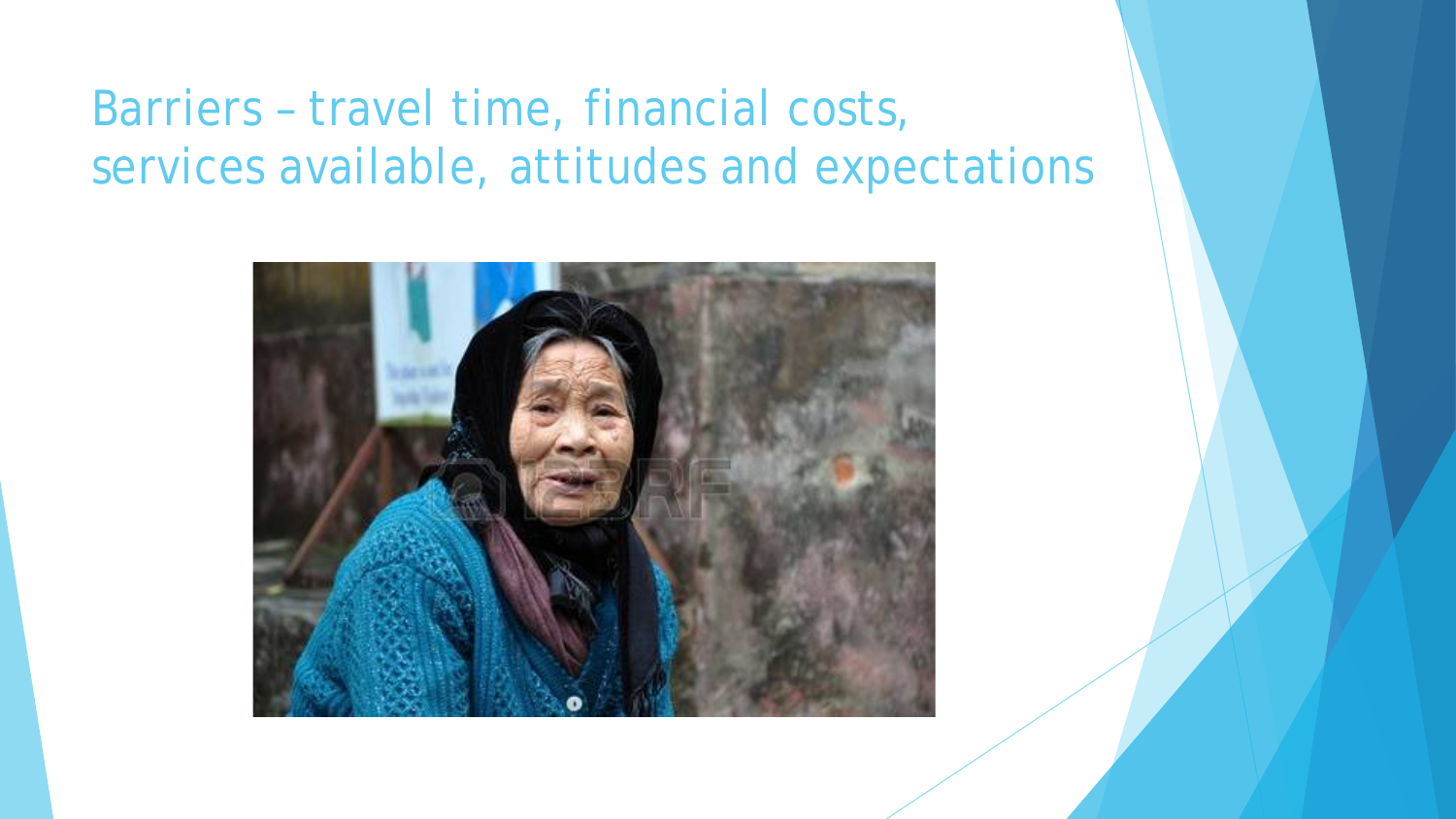# Barriers – travel time, financial costs, services available, attitudes and expectations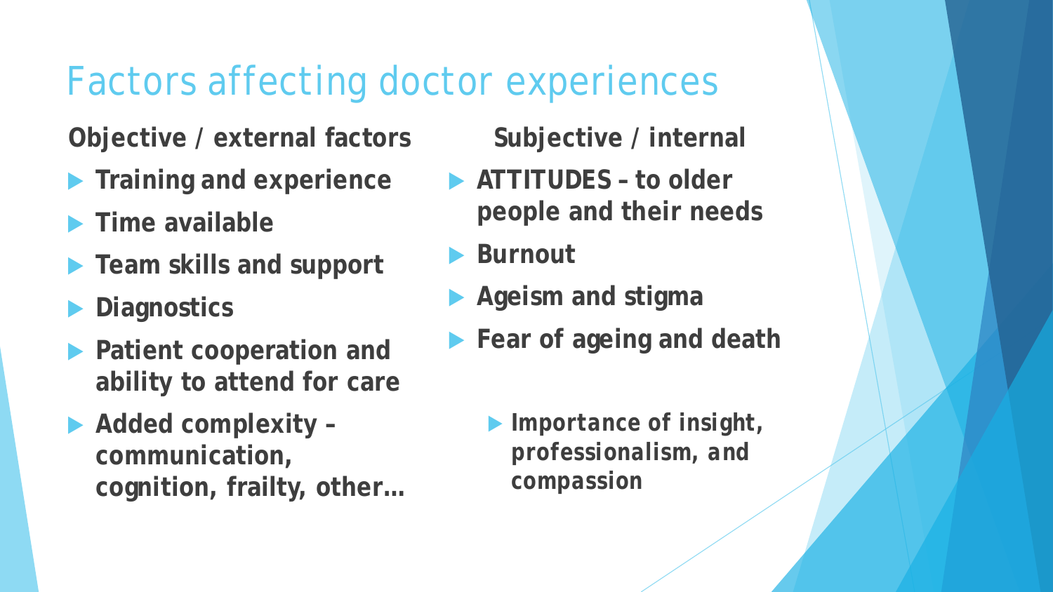# Factors affecting doctor experiences

**Objective / external factors**

- **Training and experience**
- **Time available**
- **Team skills and support**
- **Diagnostics**
- **Patient cooperation and ability to attend for care**
- **Added complexity – communication, cognition, frailty, other…**

**Subjective / internal**

- **ATTITUDES – to older people and their needs**
- **Burnout**
- **Ageism and stigma**
- **Fear of ageing and death**
  - **Importance of insight, professionalism, and compassion**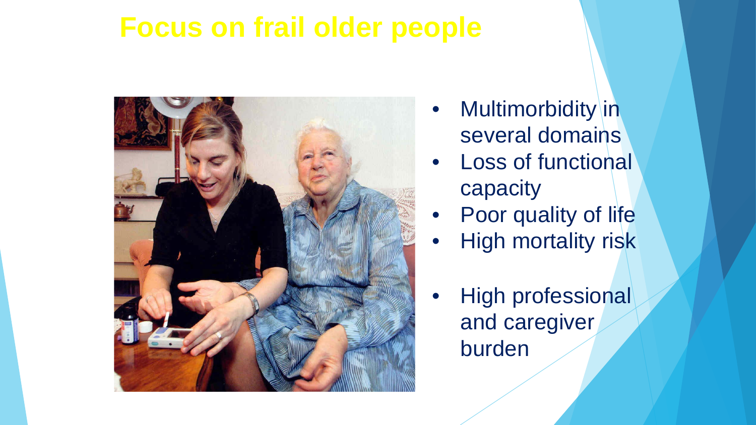# Focus on frail older people

- Multimorbidity in several domains
- Loss of functional capacity
- Poor quality of life
- High mortality risk

- High professional and caregiver burden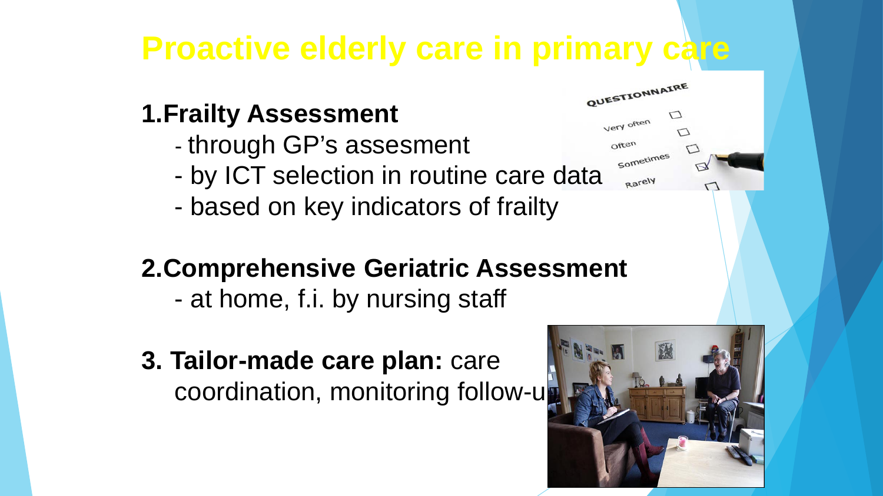# Proactive elderly care in primary care

**1. Frailty Assessment**

- through GP's assesment
- by ICT selection in routine care data
- based on key indicators of frailty

**2. Comprehensive Geriatric Assessment**

- at home, f.i. by nursing staff

**3. Tailor-made care plan:** care coordination, monitoring follow-u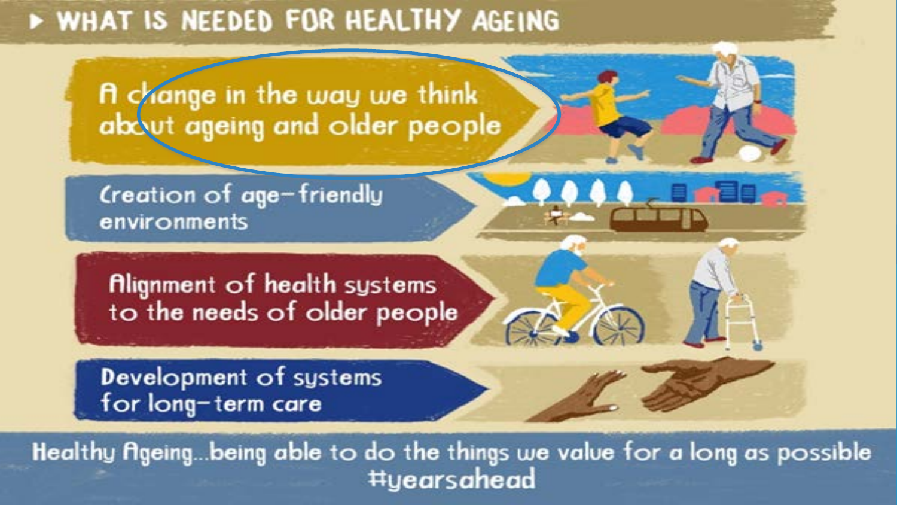## WHAT IS NEEDED FOR HEALTHY AGEING

- A change in the way we think about ageing and older people
- Creation of age-friendly environments
- Alignment of health systems to the needs of older people
- Development of systems for long-term care

Healthy Ageing...being able to do the things we value for a long as possible
#yearsahead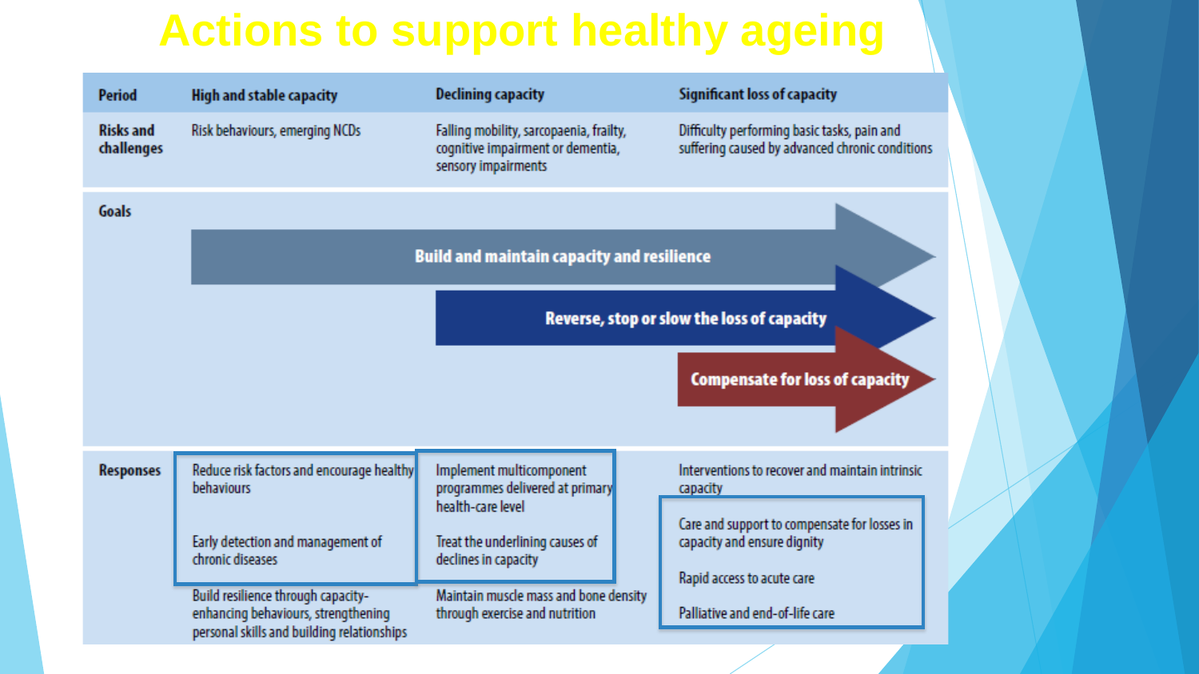# Actions to support healthy ageing

| Period | High and stable capacity | Declining capacity | Significant loss of capacity |
|---|---|---|---|
| Risks and challenges | Risk behaviours, emerging NCDs | Falling mobility, sarcopaenia, frailty, cognitive impairment or dementia, sensory impairments | Difficulty performing basic tasks, pain and suffering caused by advanced chronic conditions |
| Goals | Build and maintain capacity and resilience | Reverse, stop or slow the loss of capacity | Compensate for loss of capacity |
| Responses | Reduce risk factors and encourage healthy behaviours<br><br>Early detection and management of chronic diseases<br><br>Build resilience through capacity-enhancing behaviours, strengthening personal skills and building relationships | Implement multicomponent programmes delivered at primary health-care level<br><br>Treat the underlining causes of declines in capacity<br><br>Maintain muscle mass and bone density through exercise and nutrition | Interventions to recover and maintain intrinsic capacity<br><br>Care and support to compensate for losses in capacity and ensure dignity<br><br>Rapid access to acute care<br><br>Palliative and end-of-life care |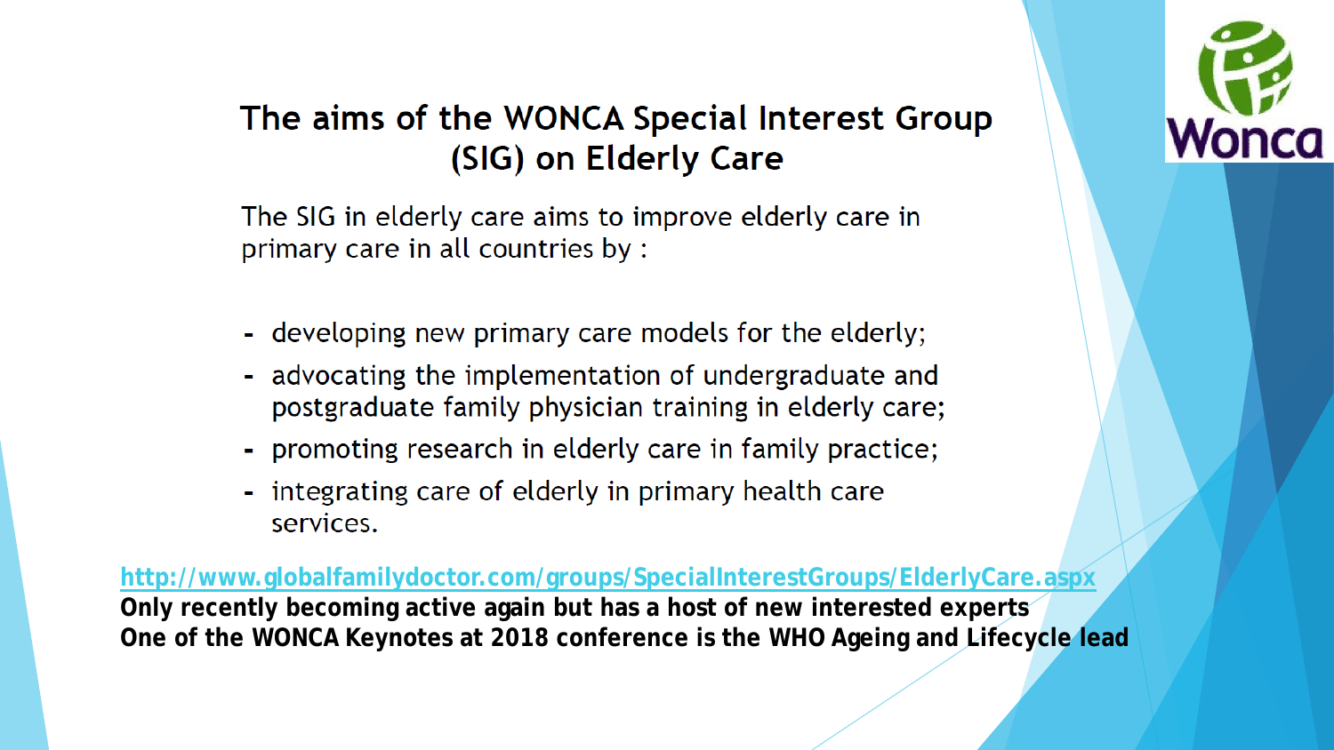# The aims of the WONCA Special Interest Group (SIG) on Elderly Care

The SIG in elderly care aims to improve elderly care in primary care in all countries by :

- developing new primary care models for the elderly;
- advocating the implementation of undergraduate and postgraduate family physician training in elderly care;
- promoting research in elderly care in family practice;
- integrating care of elderly in primary health care services.

http://www.globalfamilydoctor.com/groups/SpecialInterestGroups/ElderlyCare.aspx

**Only recently becoming active again but has a host of new interested experts**

**One of the WONCA Keynotes at 2018 conference is the WHO Ageing and Lifecycle lead**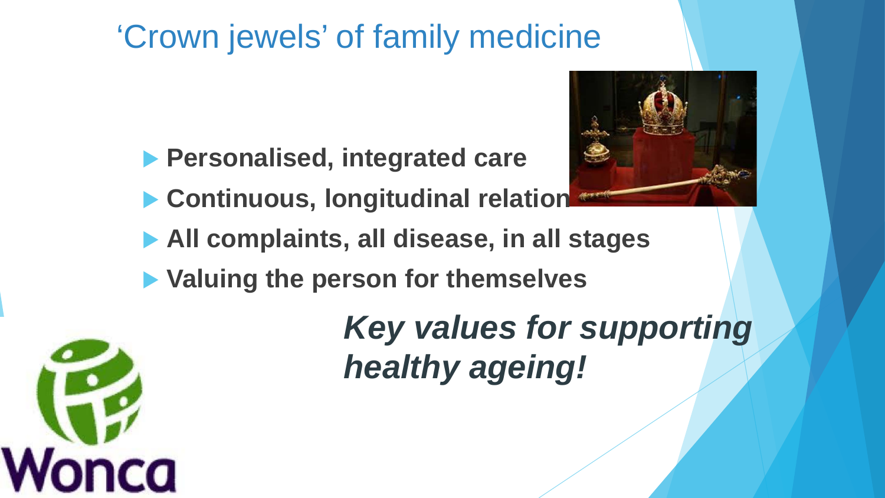# 'Crown jewels' of family medicine

- **Personalised, integrated care**
- **Continuous, longitudinal relation**
- **All complaints, all disease, in all stages**
- **Valuing the person for themselves**

***Key values for supporting healthy ageing!***

Wonca